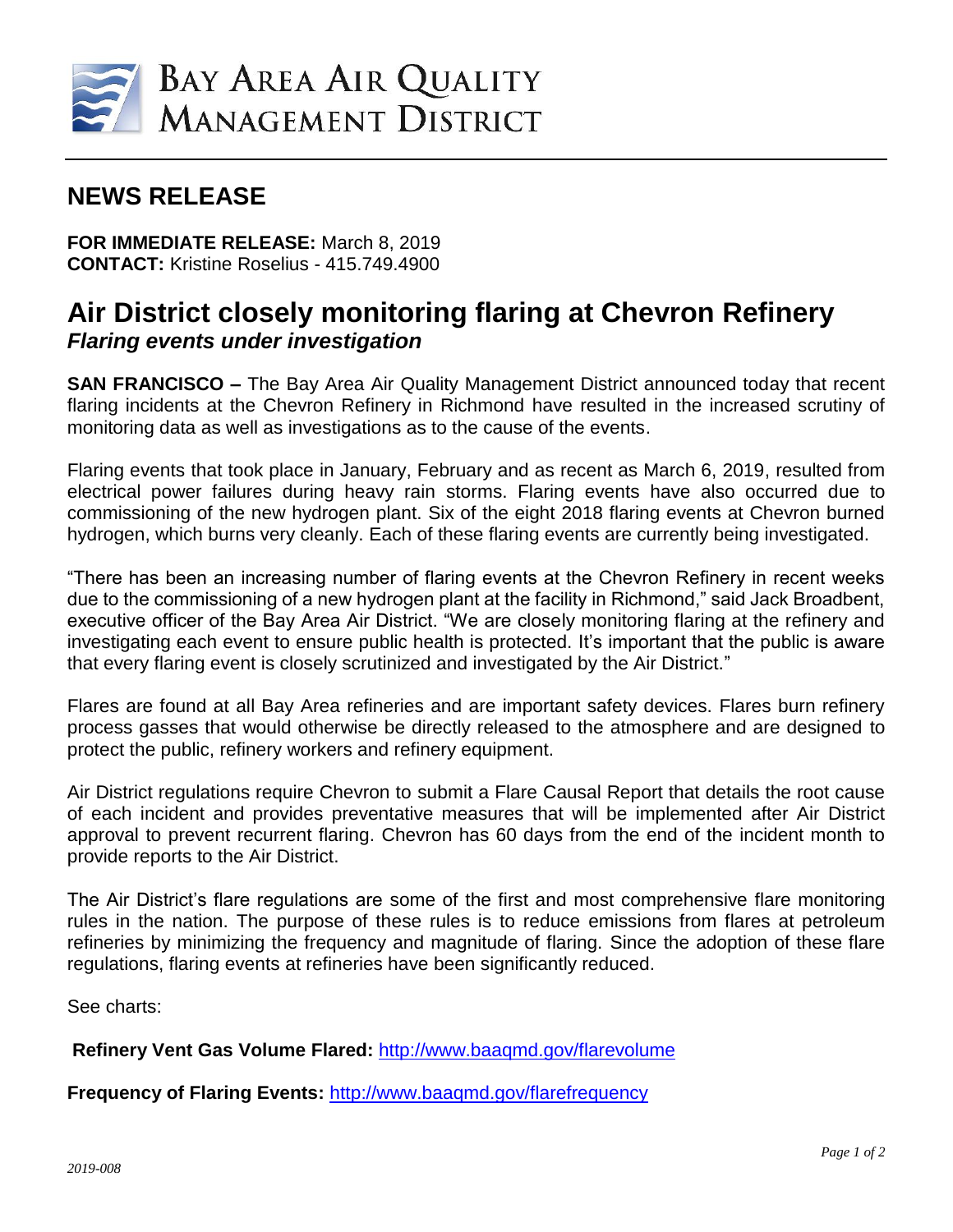# BAY AREA AIR QUALITY MANAGEMENT DISTRICT

## NEWS RELEASE

**FOR IMMEDIATE RELEASE:** March 8, 2019
**CONTACT:** Kristine Roselius - 415.749.4900

# Air District closely monitoring flaring at Chevron Refinery

### *Flaring events under investigation*

**SAN FRANCISCO –** The Bay Area Air Quality Management District announced today that recent flaring incidents at the Chevron Refinery in Richmond have resulted in the increased scrutiny of monitoring data as well as investigations as to the cause of the events.

Flaring events that took place in January, February and as recent as March 6, 2019, resulted from electrical power failures during heavy rain storms. Flaring events have also occurred due to commissioning of the new hydrogen plant. Six of the eight 2018 flaring events at Chevron burned hydrogen, which burns very cleanly. Each of these flaring events are currently being investigated.

"There has been an increasing number of flaring events at the Chevron Refinery in recent weeks due to the commissioning of a new hydrogen plant at the facility in Richmond," said Jack Broadbent, executive officer of the Bay Area Air District. "We are closely monitoring flaring at the refinery and investigating each event to ensure public health is protected. It's important that the public is aware that every flaring event is closely scrutinized and investigated by the Air District."

Flares are found at all Bay Area refineries and are important safety devices. Flares burn refinery process gasses that would otherwise be directly released to the atmosphere and are designed to protect the public, refinery workers and refinery equipment.

Air District regulations require Chevron to submit a Flare Causal Report that details the root cause of each incident and provides preventative measures that will be implemented after Air District approval to prevent recurrent flaring. Chevron has 60 days from the end of the incident month to provide reports to the Air District.

The Air District's flare regulations are some of the first and most comprehensive flare monitoring rules in the nation. The purpose of these rules is to reduce emissions from flares at petroleum refineries by minimizing the frequency and magnitude of flaring. Since the adoption of these flare regulations, flaring events at refineries have been significantly reduced.

See charts:

**Refinery Vent Gas Volume Flared:** http://www.baaqmd.gov/flarevolume

**Frequency of Flaring Events:** http://www.baaqmd.gov/flarefrequency

2019-008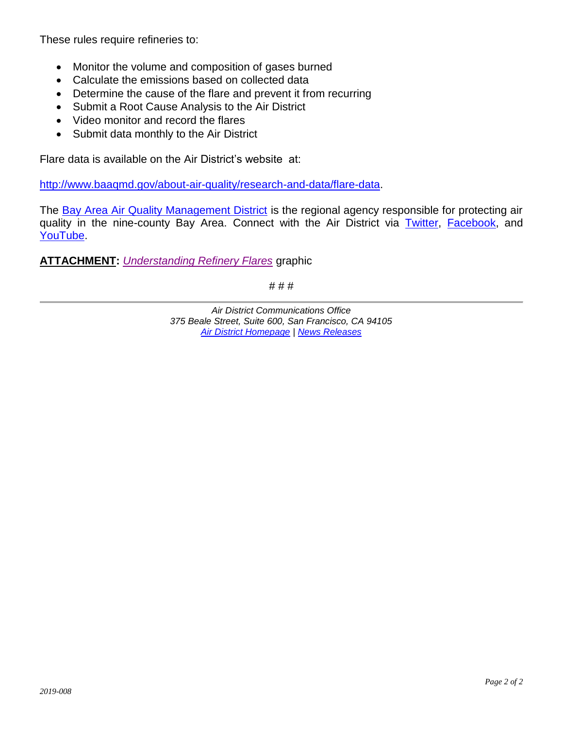These rules require refineries to:

- Monitor the volume and composition of gases burned
- Calculate the emissions based on collected data
- Determine the cause of the flare and prevent it from recurring
- Submit a Root Cause Analysis to the Air District
- Video monitor and record the flares
- Submit data monthly to the Air District

Flare data is available on the Air District's website at:

http://www.baaqmd.gov/about-air-quality/research-and-data/flare-data.

The Bay Area Air Quality Management District is the regional agency responsible for protecting air quality in the nine-county Bay Area. Connect with the Air District via Twitter, Facebook, and YouTube.

**ATTACHMENT:** *Understanding Refinery Flares* graphic

# # #

*Air District Communications Office*
*375 Beale Street, Suite 600, San Francisco, CA 94105*
*Air District Homepage* | *News Releases*

*2019-008*